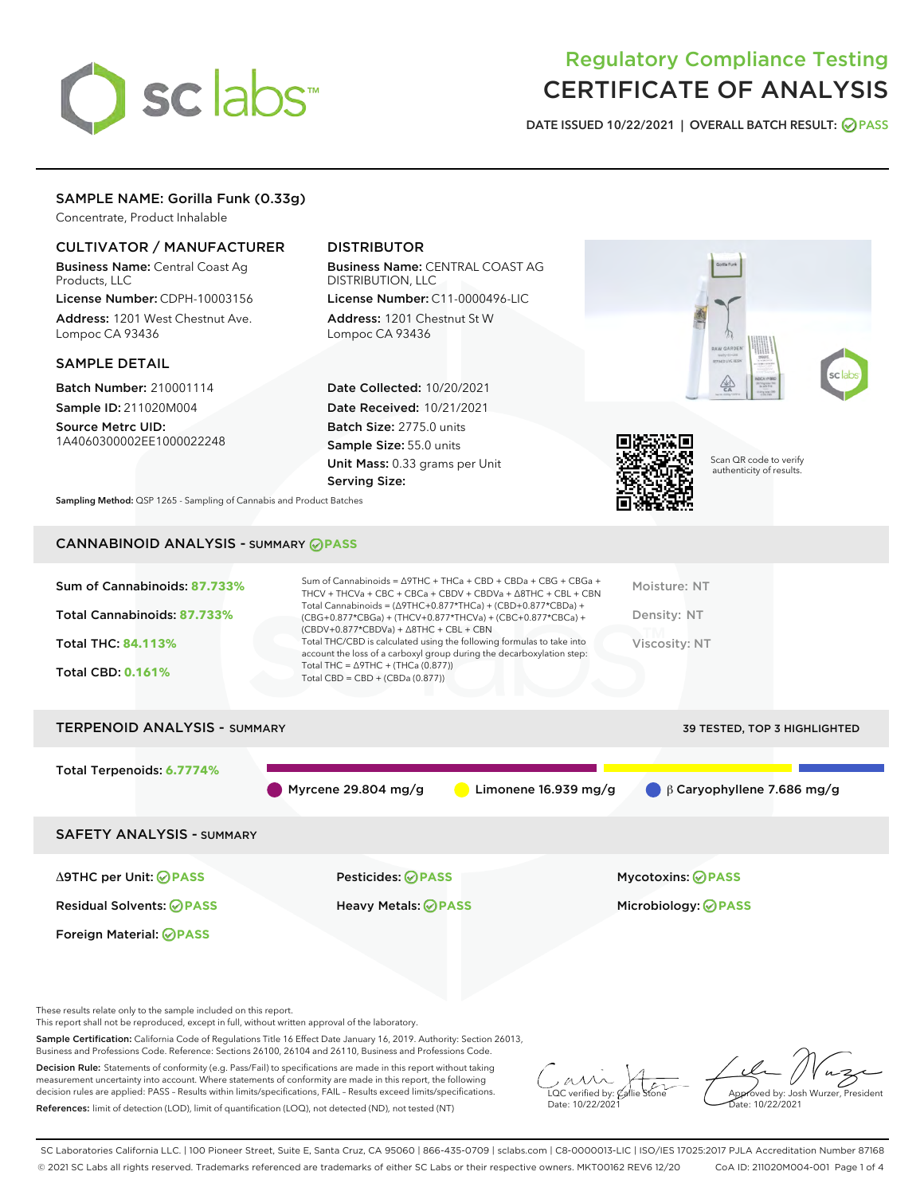# Regulatory Compliance Testing
# CERTIFICATE OF ANALYSIS

DATE ISSUED 10/22/2021 | OVERALL BATCH RESULT: PASS

## SAMPLE NAME: Gorilla Funk (0.33g)

Concentrate, Product Inhalable

### CULTIVATOR / MANUFACTURER

**Business Name:** Central Coast Ag Products, LLC

**License Number:** CDPH-10003156

**Address:** 1201 West Chestnut Ave. Lompoc CA 93436

### DISTRIBUTOR

**Business Name:** CENTRAL COAST AG DISTRIBUTION, LLC

**License Number:** C11-0000496-LIC

**Address:** 1201 Chestnut St W Lompoc CA 93436

### SAMPLE DETAIL

**Batch Number:** 210001114

**Sample ID:** 211020M004

**Source Metrc UID:** 1A4060300002EE1000022248

**Date Collected:** 10/20/2021

**Date Received:** 10/21/2021

**Batch Size:** 2775.0 units

**Sample Size:** 55.0 units

**Unit Mass:** 0.33 grams per Unit

**Serving Size:**

Scan QR code to verify authenticity of results.

**Sampling Method:** QSP 1265 - Sampling of Cannabis and Product Batches

## CANNABINOID ANALYSIS - SUMMARY PASS

Sum of Cannabinoids: **87.733%**

Total Cannabinoids: **87.733%**

Total THC: **84.113%**

Total CBD: **0.161%**

Sum of Cannabinoids = Δ9THC + THCa + CBD + CBDa + CBG + CBGa + THCV + THCVa + CBC + CBCa + CBDV + CBDVa + Δ8THC + CBL + CBN

Total Cannabinoids = (Δ9THC+0.877*THCa) + (CBD+0.877*CBDa) + (CBG+0.877*CBGa) + (THCV+0.877*THCVa) + (CBC+0.877*CBCa) + (CBDV+0.877*CBDVa) + Δ8THC + CBL + CBN

Total THC/CBD is calculated using the following formulas to take into account the loss of a carboxyl group during the decarboxylation step:

Total THC = Δ9THC + (THCa (0.877))

Total CBD = CBD + (CBDa (0.877))

Moisture: NT

Density: NT

Viscosity: NT

## TERPENOID ANALYSIS - SUMMARY

39 TESTED, TOP 3 HIGHLIGHTED

Total Terpenoids: **6.7774%**

Myrcene 29.804 mg/g | Limonene 16.939 mg/g | β Caryophyllene 7.686 mg/g

## SAFETY ANALYSIS - SUMMARY

| | | |
|---|---|---|
| Δ9THC per Unit: PASS | Pesticides: PASS | Mycotoxins: PASS |
| Residual Solvents: PASS | Heavy Metals: PASS | Microbiology: PASS |
| Foreign Material: PASS | | |

These results relate only to the sample included on this report.
This report shall not be reproduced, except in full, without written approval of the laboratory.

**Sample Certification:** California Code of Regulations Title 16 Effect Date January 16, 2019. Authority: Section 26013, Business and Professions Code. Reference: Sections 26100, 26104 and 26110, Business and Professions Code.

**Decision Rule:** Statements of conformity (e.g. Pass/Fail) to specifications are made in this report without taking measurement uncertainty into account. Where statements of conformity are made in this report, the following decision rules are applied: PASS – Results within limits/specifications, FAIL – Results exceed limits/specifications.

**References:** limit of detection (LOD), limit of quantification (LOQ), not detected (ND), not tested (NT)

LQC verified by: Callie Stone
Date: 10/22/2021

Approved by: Josh Wurzer, President
Date: 10/22/2021

SC Laboratories California LLC. | 100 Pioneer Street, Suite E, Santa Cruz, CA 95060 | 866-435-0709 | sclabs.com | C8-0000013-LIC | ISO/IES 17025:2017 PJLA Accreditation Number 87168
© 2021 SC Labs all rights reserved. Trademarks referenced are trademarks of either SC Labs or their respective owners. MKT00162 REV6 12/20 CoA ID: 211020M004-001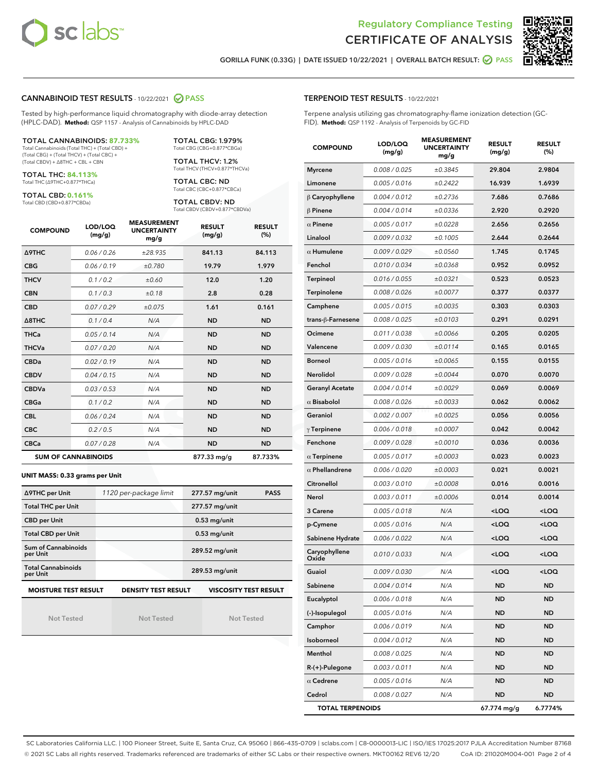# Regulatory Compliance Testing
# CERTIFICATE OF ANALYSIS

GORILLA FUNK (0.33G) | DATE ISSUED 10/22/2021 | OVERALL BATCH RESULT: PASS

## CANNABINOID TEST RESULTS - 10/22/2021 PASS

Tested by high-performance liquid chromatography with diode-array detection (HPLC-DAD). **Method:** QSP 1157 - Analysis of Cannabinoids by HPLC-DAD

**TOTAL CANNABINOIDS: 87.733%**
Total Cannabinoids (Total THC) + (Total CBD) + (Total CBG) + (Total THCV) + (Total CBC) + (Total CBDV) + Δ8THC + CBL + CBN

**TOTAL THC: 84.113%**
Total THC (Δ9THC+0.877*THCa)

**TOTAL CBD: 0.161%**
Total CBD (CBD+0.877*CBDa)

**TOTAL CBG: 1.979%**
Total CBG (CBG+0.877*CBGa)

**TOTAL THCV: 1.2%**
Total THCV (THCV+0.877*THCVa)

**TOTAL CBC: ND**
Total CBC (CBC+0.877*CBCa)

**TOTAL CBDV: ND**
Total CBDV (CBDV+0.877*CBDVa)

| COMPOUND | LOD/LOQ (mg/g) | MEASUREMENT UNCERTAINTY mg/g | RESULT (mg/g) | RESULT (%) |
|---|---|---|---|---|
| Δ9THC | 0.06 / 0.26 | ±28.935 | 841.13 | 84.113 |
| CBG | 0.06 / 0.19 | ±0.780 | 19.79 | 1.979 |
| THCV | 0.1 / 0.2 | ±0.60 | 12.0 | 1.20 |
| CBN | 0.1 / 0.3 | ±0.18 | 2.8 | 0.28 |
| CBD | 0.07 / 0.29 | ±0.075 | 1.61 | 0.161 |
| Δ8THC | 0.1 / 0.4 | N/A | ND | ND |
| THCa | 0.05 / 0.14 | N/A | ND | ND |
| THCVa | 0.07 / 0.20 | N/A | ND | ND |
| CBDa | 0.02 / 0.19 | N/A | ND | ND |
| CBDV | 0.04 / 0.15 | N/A | ND | ND |
| CBDVa | 0.03 / 0.53 | N/A | ND | ND |
| CBGa | 0.1 / 0.2 | N/A | ND | ND |
| CBL | 0.06 / 0.24 | N/A | ND | ND |
| CBC | 0.2 / 0.5 | N/A | ND | ND |
| CBCa | 0.07 / 0.28 | N/A | ND | ND |
| **SUM OF CANNABINOIDS** | | | 877.33 mg/g | 87.733% |

**UNIT MASS: 0.33 grams per Unit**

| | | | |
|---|---|---|---|
| Δ9THC per Unit | 1120 per-package limit | 277.57 mg/unit | PASS |
| Total THC per Unit | | 277.57 mg/unit | |
| CBD per Unit | | 0.53 mg/unit | |
| Total CBD per Unit | | 0.53 mg/unit | |
| Sum of Cannabinoids per Unit | | 289.52 mg/unit | |
| Total Cannabinoids per Unit | | 289.53 mg/unit | |

| MOISTURE TEST RESULT | DENSITY TEST RESULT | VISCOSITY TEST RESULT |
|---|---|---|
| Not Tested | Not Tested | Not Tested |

## TERPENOID TEST RESULTS - 10/22/2021

Terpene analysis utilizing gas chromatography-flame ionization detection (GC-FID). **Method:** QSP 1192 - Analysis of Terpenoids by GC-FID

| COMPOUND | LOD/LOQ (mg/g) | MEASUREMENT UNCERTAINTY mg/g | RESULT (mg/g) | RESULT (%) |
|---|---|---|---|---|
| Myrcene | 0.008 / 0.025 | ±0.3845 | 29.804 | 2.9804 |
| Limonene | 0.005 / 0.016 | ±0.2422 | 16.939 | 1.6939 |
| β Caryophyllene | 0.004 / 0.012 | ±0.2736 | 7.686 | 0.7686 |
| β Pinene | 0.004 / 0.014 | ±0.0336 | 2.920 | 0.2920 |
| α Pinene | 0.005 / 0.017 | ±0.0228 | 2.656 | 0.2656 |
| Linalool | 0.009 / 0.032 | ±0.1005 | 2.644 | 0.2644 |
| α Humulene | 0.009 / 0.029 | ±0.0560 | 1.745 | 0.1745 |
| Fenchol | 0.010 / 0.034 | ±0.0368 | 0.952 | 0.0952 |
| Terpineol | 0.016 / 0.055 | ±0.0321 | 0.523 | 0.0523 |
| Terpinolene | 0.008 / 0.026 | ±0.0077 | 0.377 | 0.0377 |
| Camphene | 0.005 / 0.015 | ±0.0035 | 0.303 | 0.0303 |
| trans-β-Farnesene | 0.008 / 0.025 | ±0.0103 | 0.291 | 0.0291 |
| Ocimene | 0.011 / 0.038 | ±0.0066 | 0.205 | 0.0205 |
| Valencene | 0.009 / 0.030 | ±0.0114 | 0.165 | 0.0165 |
| Borneol | 0.005 / 0.016 | ±0.0065 | 0.155 | 0.0155 |
| Nerolidol | 0.009 / 0.028 | ±0.0044 | 0.070 | 0.0070 |
| Geranyl Acetate | 0.004 / 0.014 | ±0.0029 | 0.069 | 0.0069 |
| α Bisabolol | 0.008 / 0.026 | ±0.0033 | 0.062 | 0.0062 |
| Geraniol | 0.002 / 0.007 | ±0.0025 | 0.056 | 0.0056 |
| γ Terpinene | 0.006 / 0.018 | ±0.0007 | 0.042 | 0.0042 |
| Fenchone | 0.009 / 0.028 | ±0.0010 | 0.036 | 0.0036 |
| α Terpinene | 0.005 / 0.017 | ±0.0003 | 0.023 | 0.0023 |
| α Phellandrene | 0.006 / 0.020 | ±0.0003 | 0.021 | 0.0021 |
| Citronellol | 0.003 / 0.010 | ±0.0008 | 0.016 | 0.0016 |
| Nerol | 0.003 / 0.011 | ±0.0006 | 0.014 | 0.0014 |
| 3 Carene | 0.005 / 0.018 | N/A | <LOQ | <LOQ |
| p-Cymene | 0.005 / 0.016 | N/A | <LOQ | <LOQ |
| Sabinene Hydrate | 0.006 / 0.022 | N/A | <LOQ | <LOQ |
| Caryophyllene Oxide | 0.010 / 0.033 | N/A | <LOQ | <LOQ |
| Guaiol | 0.009 / 0.030 | N/A | <LOQ | <LOQ |
| Sabinene | 0.004 / 0.014 | N/A | ND | ND |
| Eucalyptol | 0.006 / 0.018 | N/A | ND | ND |
| (-)-Isopulegol | 0.005 / 0.016 | N/A | ND | ND |
| Camphor | 0.006 / 0.019 | N/A | ND | ND |
| Isoborneol | 0.004 / 0.012 | N/A | ND | ND |
| Menthol | 0.008 / 0.025 | N/A | ND | ND |
| R-(+)-Pulegone | 0.003 / 0.011 | N/A | ND | ND |
| α Cedrene | 0.005 / 0.016 | N/A | ND | ND |
| Cedrol | 0.008 / 0.027 | N/A | ND | ND |
| **TOTAL TERPENOIDS** | | | 67.774 mg/g | 6.7774% |

SC Laboratories California LLC. | 100 Pioneer Street, Suite E, Santa Cruz, CA 95060 | 866-435-0709 | sclabs.com | C8-0000013-LIC | ISO/IES 17025:2017 PJLA Accreditation Number 87168
© 2021 SC Labs all rights reserved. Trademarks referenced are trademarks of either SC Labs or their respective owners. MKT00162 REV6 12/20 CoA ID: 211020M004-001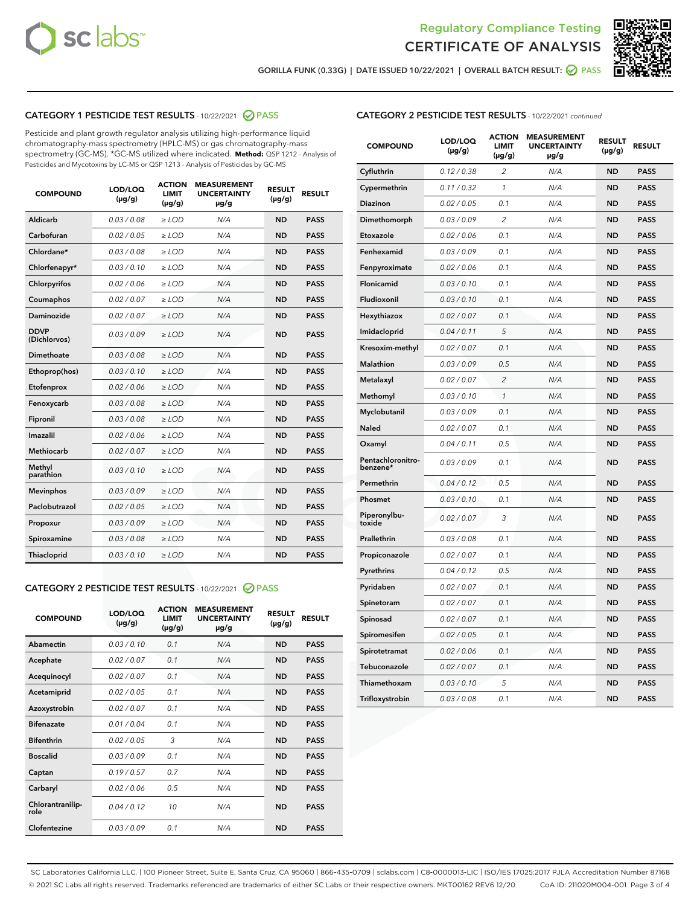# Regulatory Compliance Testing
# CERTIFICATE OF ANALYSIS

GORILLA FUNK (0.33G) | DATE ISSUED 10/22/2021 | OVERALL BATCH RESULT: PASS

## CATEGORY 1 PESTICIDE TEST RESULTS - 10/22/2021 PASS

Pesticide and plant growth regulator analysis utilizing high-performance liquid chromatography-mass spectrometry (HPLC-MS) or gas chromatography-mass spectrometry (GC-MS). *GC-MS utilized where indicated. **Method:** QSP 1212 - Analysis of Pesticides and Mycotoxins by LC-MS or QSP 1213 - Analysis of Pesticides by GC-MS

| COMPOUND | LOD/LOQ (µg/g) | ACTION LIMIT (µg/g) | MEASUREMENT UNCERTAINTY µg/g | RESULT (µg/g) | RESULT |
|---|---|---|---|---|---|
| Aldicarb | 0.03 / 0.08 | ≥ LOD | N/A | ND | PASS |
| Carbofuran | 0.02 / 0.05 | ≥ LOD | N/A | ND | PASS |
| Chlordane* | 0.03 / 0.08 | ≥ LOD | N/A | ND | PASS |
| Chlorfenapyr* | 0.03 / 0.10 | ≥ LOD | N/A | ND | PASS |
| Chlorpyrifos | 0.02 / 0.06 | ≥ LOD | N/A | ND | PASS |
| Coumaphos | 0.02 / 0.07 | ≥ LOD | N/A | ND | PASS |
| Daminozide | 0.02 / 0.07 | ≥ LOD | N/A | ND | PASS |
| DDVP (Dichlorvos) | 0.03 / 0.09 | ≥ LOD | N/A | ND | PASS |
| Dimethoate | 0.03 / 0.08 | ≥ LOD | N/A | ND | PASS |
| Ethoprop(hos) | 0.03 / 0.10 | ≥ LOD | N/A | ND | PASS |
| Etofenprox | 0.02 / 0.06 | ≥ LOD | N/A | ND | PASS |
| Fenoxycarb | 0.03 / 0.08 | ≥ LOD | N/A | ND | PASS |
| Fipronil | 0.03 / 0.08 | ≥ LOD | N/A | ND | PASS |
| Imazalil | 0.02 / 0.06 | ≥ LOD | N/A | ND | PASS |
| Methiocarb | 0.02 / 0.07 | ≥ LOD | N/A | ND | PASS |
| Methyl parathion | 0.03 / 0.10 | ≥ LOD | N/A | ND | PASS |
| Mevinphos | 0.03 / 0.09 | ≥ LOD | N/A | ND | PASS |
| Paclobutrazol | 0.02 / 0.05 | ≥ LOD | N/A | ND | PASS |
| Propoxur | 0.03 / 0.09 | ≥ LOD | N/A | ND | PASS |
| Spiroxamine | 0.03 / 0.08 | ≥ LOD | N/A | ND | PASS |
| Thiacloprid | 0.03 / 0.10 | ≥ LOD | N/A | ND | PASS |

## CATEGORY 2 PESTICIDE TEST RESULTS - 10/22/2021 PASS

| COMPOUND | LOD/LOQ (µg/g) | ACTION LIMIT (µg/g) | MEASUREMENT UNCERTAINTY µg/g | RESULT (µg/g) | RESULT |
|---|---|---|---|---|---|
| Abamectin | 0.03 / 0.10 | 0.1 | N/A | ND | PASS |
| Acephate | 0.02 / 0.07 | 0.1 | N/A | ND | PASS |
| Acequinocyl | 0.02 / 0.07 | 0.1 | N/A | ND | PASS |
| Acetamiprid | 0.02 / 0.05 | 0.1 | N/A | ND | PASS |
| Azoxystrobin | 0.02 / 0.07 | 0.1 | N/A | ND | PASS |
| Bifenazate | 0.01 / 0.04 | 0.1 | N/A | ND | PASS |
| Bifenthrin | 0.02 / 0.05 | 3 | N/A | ND | PASS |
| Boscalid | 0.03 / 0.09 | 0.1 | N/A | ND | PASS |
| Captan | 0.19 / 0.57 | 0.7 | N/A | ND | PASS |
| Carbaryl | 0.02 / 0.06 | 0.5 | N/A | ND | PASS |
| Chlorantraniliprole | 0.04 / 0.12 | 10 | N/A | ND | PASS |
| Clofentezine | 0.03 / 0.09 | 0.1 | N/A | ND | PASS |
| Cyfluthrin | 0.12 / 0.38 | 2 | N/A | ND | PASS |
| Cypermethrin | 0.11 / 0.32 | 1 | N/A | ND | PASS |
| Diazinon | 0.02 / 0.05 | 0.1 | N/A | ND | PASS |
| Dimethomorph | 0.03 / 0.09 | 2 | N/A | ND | PASS |
| Etoxazole | 0.02 / 0.06 | 0.1 | N/A | ND | PASS |
| Fenhexamid | 0.03 / 0.09 | 0.1 | N/A | ND | PASS |
| Fenpyroximate | 0.02 / 0.06 | 0.1 | N/A | ND | PASS |
| Flonicamid | 0.03 / 0.10 | 0.1 | N/A | ND | PASS |
| Fludioxonil | 0.03 / 0.10 | 0.1 | N/A | ND | PASS |
| Hexythiazox | 0.02 / 0.07 | 0.1 | N/A | ND | PASS |
| Imidacloprid | 0.04 / 0.11 | 5 | N/A | ND | PASS |
| Kresoxim-methyl | 0.02 / 0.07 | 0.1 | N/A | ND | PASS |
| Malathion | 0.03 / 0.09 | 0.5 | N/A | ND | PASS |
| Metalaxyl | 0.02 / 0.07 | 2 | N/A | ND | PASS |
| Methomyl | 0.03 / 0.10 | 1 | N/A | ND | PASS |
| Myclobutanil | 0.03 / 0.09 | 0.1 | N/A | ND | PASS |
| Naled | 0.02 / 0.07 | 0.1 | N/A | ND | PASS |
| Oxamyl | 0.04 / 0.11 | 0.5 | N/A | ND | PASS |
| Pentachloronitrobenzene* | 0.03 / 0.09 | 0.1 | N/A | ND | PASS |
| Permethrin | 0.04 / 0.12 | 0.5 | N/A | ND | PASS |
| Phosmet | 0.03 / 0.10 | 0.1 | N/A | ND | PASS |
| Piperonylbutoxide | 0.02 / 0.07 | 3 | N/A | ND | PASS |
| Prallethrin | 0.03 / 0.08 | 0.1 | N/A | ND | PASS |
| Propiconazole | 0.02 / 0.07 | 0.1 | N/A | ND | PASS |
| Pyrethrins | 0.04 / 0.12 | 0.5 | N/A | ND | PASS |
| Pyridaben | 0.02 / 0.07 | 0.1 | N/A | ND | PASS |
| Spinetoram | 0.02 / 0.07 | 0.1 | N/A | ND | PASS |
| Spinosad | 0.02 / 0.07 | 0.1 | N/A | ND | PASS |
| Spiromesifen | 0.02 / 0.05 | 0.1 | N/A | ND | PASS |
| Spirotetramat | 0.02 / 0.06 | 0.1 | N/A | ND | PASS |
| Tebuconazole | 0.02 / 0.07 | 0.1 | N/A | ND | PASS |
| Thiamethoxam | 0.03 / 0.10 | 5 | N/A | ND | PASS |
| Trifloxystrobin | 0.03 / 0.08 | 0.1 | N/A | ND | PASS |

SC Laboratories California LLC. | 100 Pioneer Street, Suite E, Santa Cruz, CA 95060 | 866-435-0709 | sclabs.com | C8-0000013-LIC | ISO/IES 17025:2017 PJLA Accreditation Number 87168
© 2021 SC Labs all rights reserved. Trademarks referenced are trademarks of either SC Labs or their respective owners. MKT00162 REV6 12/20 CoA ID: 211020M004-001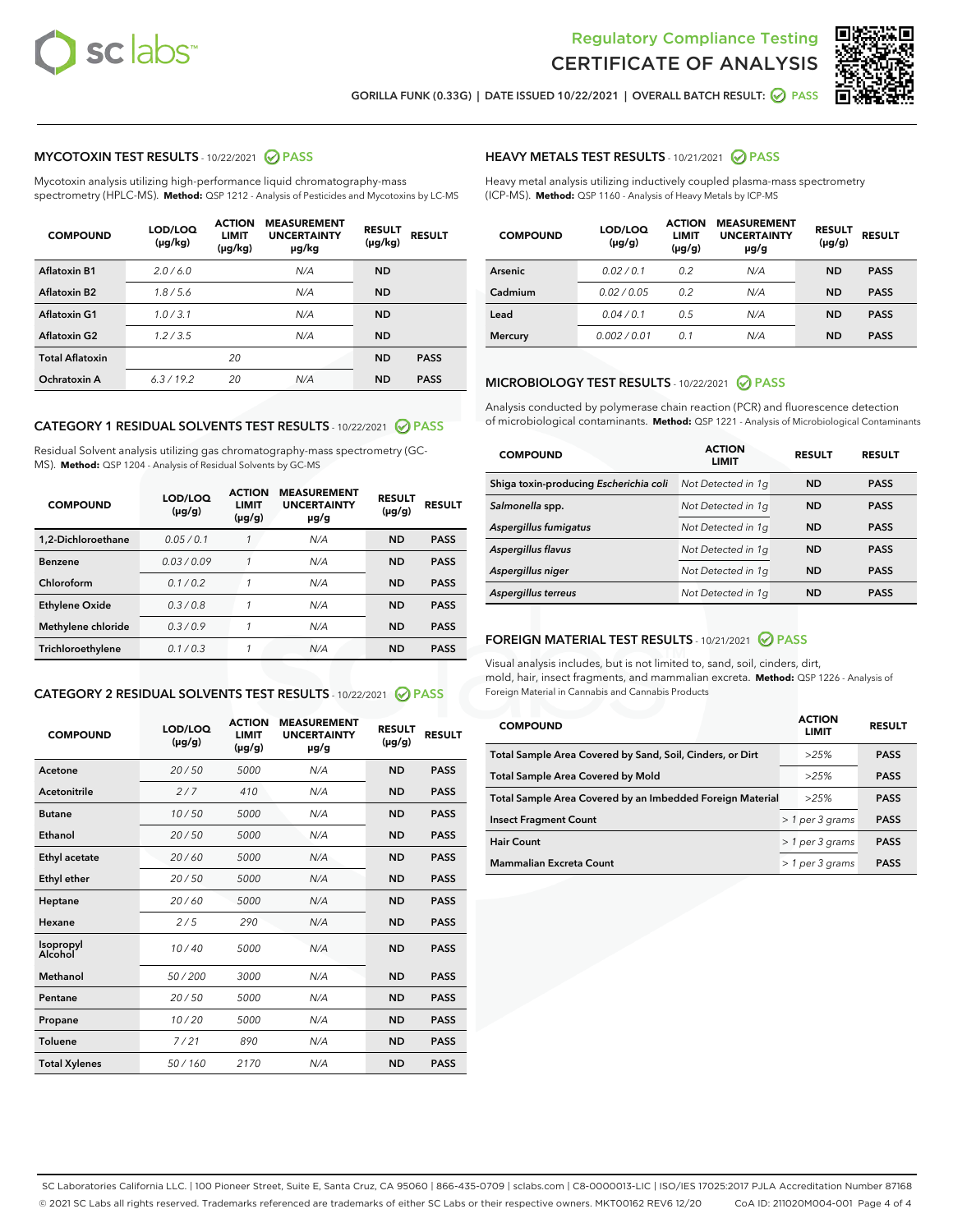Regulatory Compliance Testing
CERTIFICATE OF ANALYSIS

GORILLA FUNK (0.33G) | DATE ISSUED 10/22/2021 | OVERALL BATCH RESULT: PASS

## MYCOTOXIN TEST RESULTS - 10/22/2021 PASS

Mycotoxin analysis utilizing high-performance liquid chromatography-mass spectrometry (HPLC-MS). **Method:** QSP 1212 - Analysis of Pesticides and Mycotoxins by LC-MS

| COMPOUND | LOD/LOQ (µg/kg) | ACTION LIMIT (µg/kg) | MEASUREMENT UNCERTAINTY µg/kg | RESULT (µg/kg) | RESULT |
|---|---|---|---|---|---|
| Aflatoxin B1 | 2.0 / 6.0 | | N/A | ND | |
| Aflatoxin B2 | 1.8 / 5.6 | | N/A | ND | |
| Aflatoxin G1 | 1.0 / 3.1 | | N/A | ND | |
| Aflatoxin G2 | 1.2 / 3.5 | | N/A | ND | |
| Total Aflatoxin | | 20 | | ND | PASS |
| Ochratoxin A | 6.3 / 19.2 | 20 | N/A | ND | PASS |

## CATEGORY 1 RESIDUAL SOLVENTS TEST RESULTS - 10/22/2021 PASS

Residual Solvent analysis utilizing gas chromatography-mass spectrometry (GC-MS). **Method:** QSP 1204 - Analysis of Residual Solvents by GC-MS

| COMPOUND | LOD/LOQ (µg/g) | ACTION LIMIT (µg/g) | MEASUREMENT UNCERTAINTY µg/g | RESULT (µg/g) | RESULT |
|---|---|---|---|---|---|
| 1,2-Dichloroethane | 0.05 / 0.1 | 1 | N/A | ND | PASS |
| Benzene | 0.03 / 0.09 | 1 | N/A | ND | PASS |
| Chloroform | 0.1 / 0.2 | 1 | N/A | ND | PASS |
| Ethylene Oxide | 0.3 / 0.8 | 1 | N/A | ND | PASS |
| Methylene chloride | 0.3 / 0.9 | 1 | N/A | ND | PASS |
| Trichloroethylene | 0.1 / 0.3 | 1 | N/A | ND | PASS |

## CATEGORY 2 RESIDUAL SOLVENTS TEST RESULTS - 10/22/2021 PASS

| COMPOUND | LOD/LOQ (µg/g) | ACTION LIMIT (µg/g) | MEASUREMENT UNCERTAINTY µg/g | RESULT (µg/g) | RESULT |
|---|---|---|---|---|---|
| Acetone | 20 / 50 | 5000 | N/A | ND | PASS |
| Acetonitrile | 2 / 7 | 410 | N/A | ND | PASS |
| Butane | 10 / 50 | 5000 | N/A | ND | PASS |
| Ethanol | 20 / 50 | 5000 | N/A | ND | PASS |
| Ethyl acetate | 20 / 60 | 5000 | N/A | ND | PASS |
| Ethyl ether | 20 / 50 | 5000 | N/A | ND | PASS |
| Heptane | 20 / 60 | 5000 | N/A | ND | PASS |
| Hexane | 2 / 5 | 290 | N/A | ND | PASS |
| Isopropyl Alcohol | 10 / 40 | 5000 | N/A | ND | PASS |
| Methanol | 50 / 200 | 3000 | N/A | ND | PASS |
| Pentane | 20 / 50 | 5000 | N/A | ND | PASS |
| Propane | 10 / 20 | 5000 | N/A | ND | PASS |
| Toluene | 7 / 21 | 890 | N/A | ND | PASS |
| Total Xylenes | 50 / 160 | 2170 | N/A | ND | PASS |

## HEAVY METALS TEST RESULTS - 10/21/2021 PASS

Heavy metal analysis utilizing inductively coupled plasma-mass spectrometry (ICP-MS). **Method:** QSP 1160 - Analysis of Heavy Metals by ICP-MS

| COMPOUND | LOD/LOQ (µg/g) | ACTION LIMIT (µg/g) | MEASUREMENT UNCERTAINTY µg/g | RESULT (µg/g) | RESULT |
|---|---|---|---|---|---|
| Arsenic | 0.02 / 0.1 | 0.2 | N/A | ND | PASS |
| Cadmium | 0.02 / 0.05 | 0.2 | N/A | ND | PASS |
| Lead | 0.04 / 0.1 | 0.5 | N/A | ND | PASS |
| Mercury | 0.002 / 0.01 | 0.1 | N/A | ND | PASS |

## MICROBIOLOGY TEST RESULTS - 10/22/2021 PASS

Analysis conducted by polymerase chain reaction (PCR) and fluorescence detection of microbiological contaminants. **Method:** QSP 1221 - Analysis of Microbiological Contaminants

| COMPOUND | ACTION LIMIT | RESULT | RESULT |
|---|---|---|---|
| Shiga toxin-producing *Escherichia coli* | Not Detected in 1g | ND | PASS |
| *Salmonella* spp. | Not Detected in 1g | ND | PASS |
| *Aspergillus fumigatus* | Not Detected in 1g | ND | PASS |
| *Aspergillus flavus* | Not Detected in 1g | ND | PASS |
| *Aspergillus niger* | Not Detected in 1g | ND | PASS |
| *Aspergillus terreus* | Not Detected in 1g | ND | PASS |

## FOREIGN MATERIAL TEST RESULTS - 10/21/2021 PASS

Visual analysis includes, but is not limited to, sand, soil, cinders, dirt, mold, hair, insect fragments, and mammalian excreta. **Method:** QSP 1226 - Analysis of Foreign Material in Cannabis and Cannabis Products

| COMPOUND | ACTION LIMIT | RESULT |
|---|---|---|
| Total Sample Area Covered by Sand, Soil, Cinders, or Dirt | >25% | PASS |
| Total Sample Area Covered by Mold | >25% | PASS |
| Total Sample Area Covered by an Imbedded Foreign Material | >25% | PASS |
| Insect Fragment Count | > 1 per 3 grams | PASS |
| Hair Count | > 1 per 3 grams | PASS |
| Mammalian Excreta Count | > 1 per 3 grams | PASS |

SC Laboratories California LLC. | 100 Pioneer Street, Suite E, Santa Cruz, CA 95060 | 866-435-0709 | sclabs.com | C8-0000013-LIC | ISO/IES 17025:2017 PJLA Accreditation Number 87168
© 2021 SC Labs all rights reserved. Trademarks referenced are trademarks of either SC Labs or their respective owners. MKT00162 REV6 12/20 CoA ID: 211020M004-001